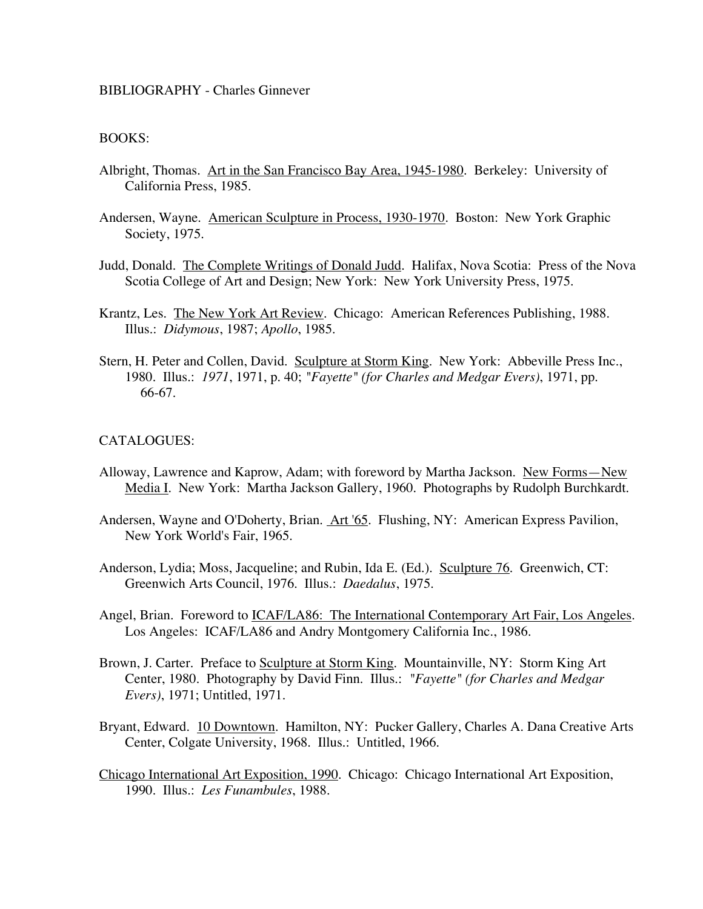BIBLIOGRAPHY - Charles Ginnever

BOOKS:

Albright, Thomas. Art in the San Francisco Bay Area, 1945-1980. Berkeley: University of California Press, 1985.

Andersen, Wayne. American Sculpture in Process, 1930-1970. Boston: New York Graphic Society, 1975.

Judd, Donald. The Complete Writings of Donald Judd. Halifax, Nova Scotia: Press of the Nova Scotia College of Art and Design; New York: New York University Press, 1975.

Krantz, Les. The New York Art Review. Chicago: American References Publishing, 1988. Illus.: *Didymous*, 1987; *Apollo*, 1985.

Stern, H. Peter and Collen, David. Sculpture at Storm King. New York: Abbeville Press Inc., 1980. Illus.: *1971*, 1971, p. 40; *"Fayette" (for Charles and Medgar Evers)*, 1971, pp. 66-67.

CATALOGUES:

Alloway, Lawrence and Kaprow, Adam; with foreword by Martha Jackson. New Forms—New Media I. New York: Martha Jackson Gallery, 1960. Photographs by Rudolph Burchkardt.

Andersen, Wayne and O'Doherty, Brian. Art '65. Flushing, NY: American Express Pavilion, New York World's Fair, 1965.

Anderson, Lydia; Moss, Jacqueline; and Rubin, Ida E. (Ed.). Sculpture 76. Greenwich, CT: Greenwich Arts Council, 1976. Illus.: *Daedalus*, 1975.

Angel, Brian. Foreword to ICAF/LA86: The International Contemporary Art Fair, Los Angeles. Los Angeles: ICAF/LA86 and Andry Montgomery California Inc., 1986.

Brown, J. Carter. Preface to Sculpture at Storm King. Mountainville, NY: Storm King Art Center, 1980. Photography by David Finn. Illus.: *"Fayette" (for Charles and Medgar Evers)*, 1971; Untitled, 1971.

Bryant, Edward. 10 Downtown. Hamilton, NY: Pucker Gallery, Charles A. Dana Creative Arts Center, Colgate University, 1968. Illus.: Untitled, 1966.

Chicago International Art Exposition, 1990. Chicago: Chicago International Art Exposition, 1990. Illus.: *Les Funambules*, 1988.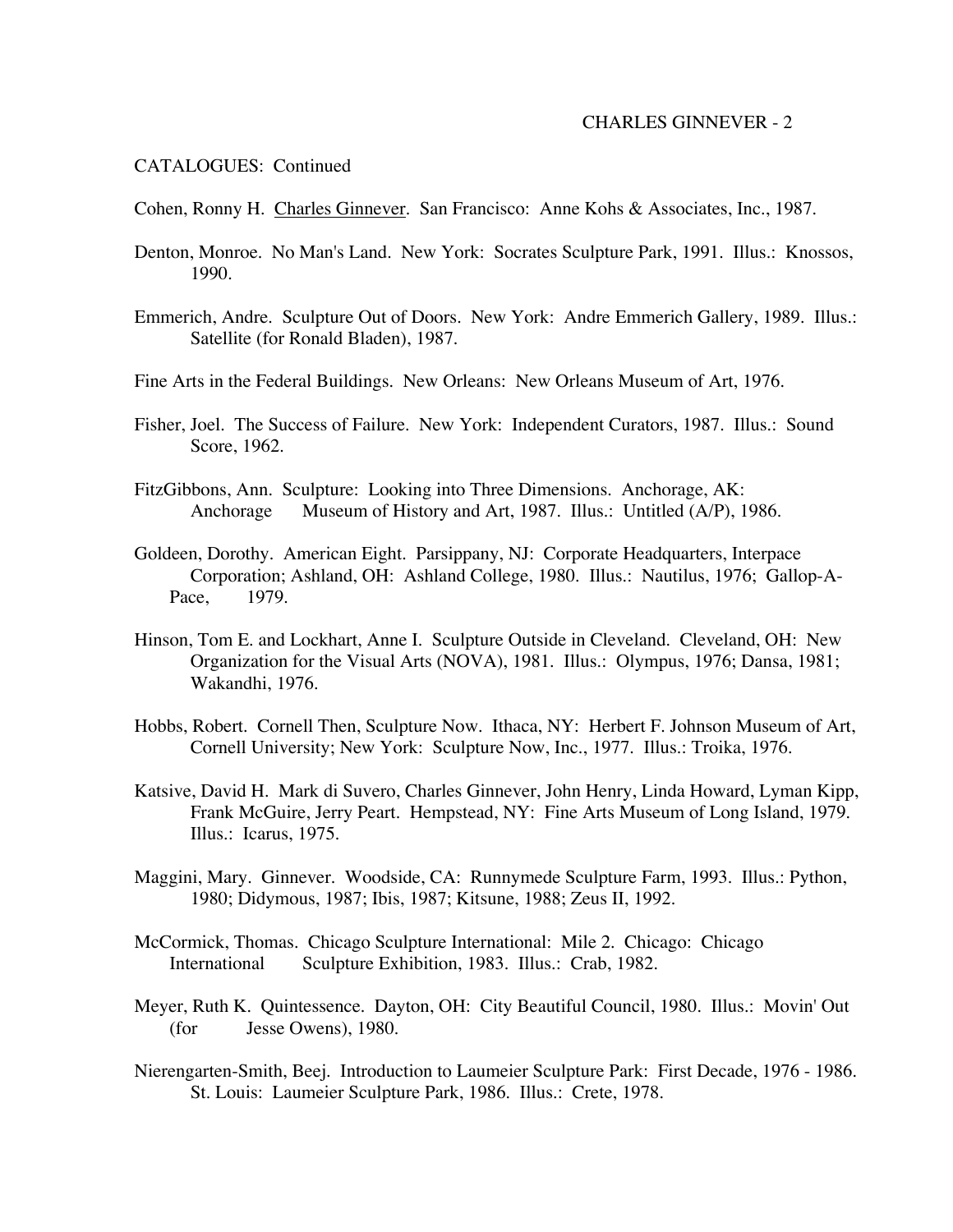CATALOGUES: Continued

Cohen, Ronny H. Charles Ginnever. San Francisco: Anne Kohs & Associates, Inc., 1987.

Denton, Monroe. No Man's Land. New York: Socrates Sculpture Park, 1991. Illus.: Knossos, 1990.

Emmerich, Andre. Sculpture Out of Doors. New York: Andre Emmerich Gallery, 1989. Illus.: Satellite (for Ronald Bladen), 1987.

Fine Arts in the Federal Buildings. New Orleans: New Orleans Museum of Art, 1976.

Fisher, Joel. The Success of Failure. New York: Independent Curators, 1987. Illus.: Sound Score, 1962.

FitzGibbons, Ann. Sculpture: Looking into Three Dimensions. Anchorage, AK: Anchorage Museum of History and Art, 1987. Illus.: Untitled (A/P), 1986.

Goldeen, Dorothy. American Eight. Parsippany, NJ: Corporate Headquarters, Interpace Corporation; Ashland, OH: Ashland College, 1980. Illus.: Nautilus, 1976; Gallop-A-Pace, 1979.

Hinson, Tom E. and Lockhart, Anne I. Sculpture Outside in Cleveland. Cleveland, OH: New Organization for the Visual Arts (NOVA), 1981. Illus.: Olympus, 1976; Dansa, 1981; Wakandhi, 1976.

Hobbs, Robert. Cornell Then, Sculpture Now. Ithaca, NY: Herbert F. Johnson Museum of Art, Cornell University; New York: Sculpture Now, Inc., 1977. Illus.: Troika, 1976.

Katsive, David H. Mark di Suvero, Charles Ginnever, John Henry, Linda Howard, Lyman Kipp, Frank McGuire, Jerry Peart. Hempstead, NY: Fine Arts Museum of Long Island, 1979. Illus.: Icarus, 1975.

Maggini, Mary. Ginnever. Woodside, CA: Runnymede Sculpture Farm, 1993. Illus.: Python, 1980; Didymous, 1987; Ibis, 1987; Kitsune, 1988; Zeus II, 1992.

McCormick, Thomas. Chicago Sculpture International: Mile 2. Chicago: Chicago International Sculpture Exhibition, 1983. Illus.: Crab, 1982.

Meyer, Ruth K. Quintessence. Dayton, OH: City Beautiful Council, 1980. Illus.: Movin' Out (for Jesse Owens), 1980.

Nierengarten-Smith, Beej. Introduction to Laumeier Sculpture Park: First Decade, 1976 - 1986. St. Louis: Laumeier Sculpture Park, 1986. Illus.: Crete, 1978.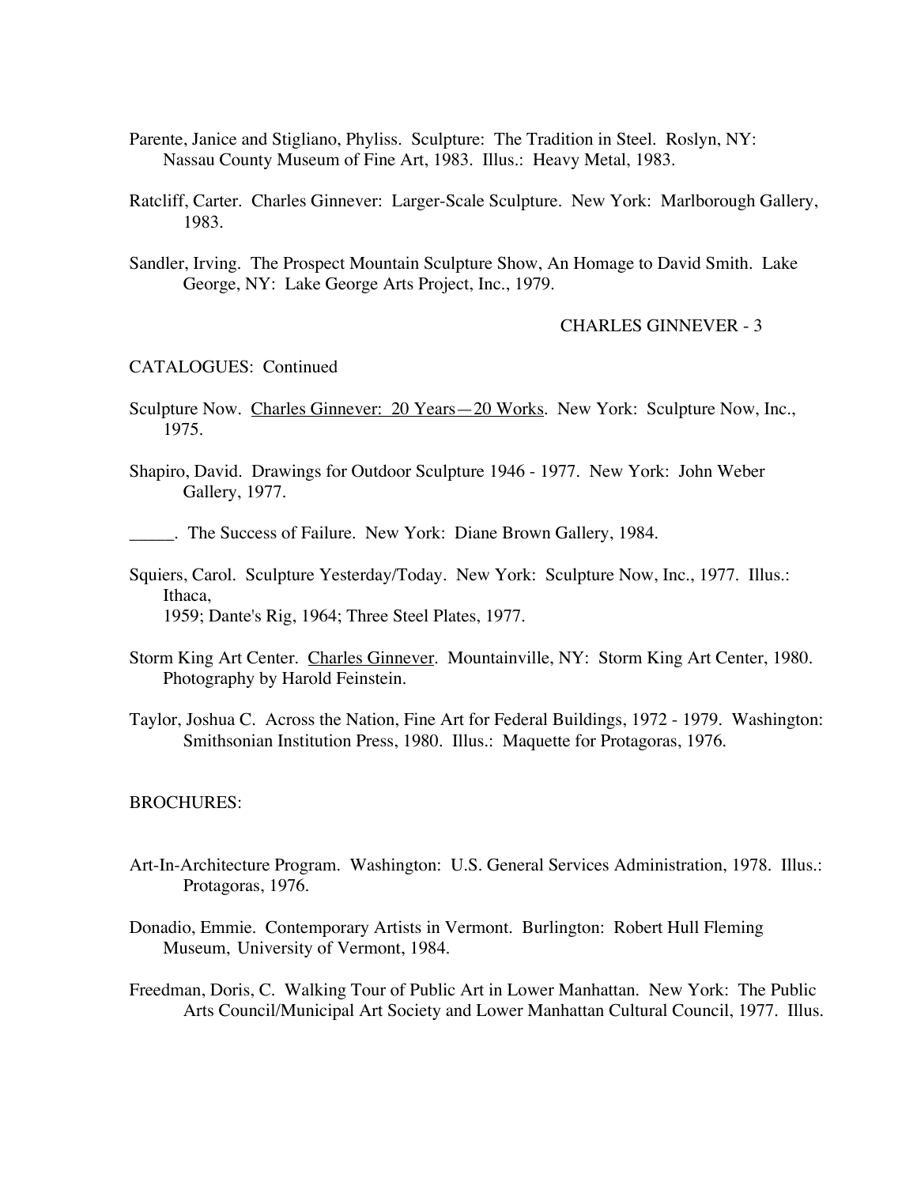Parente, Janice and Stigliano, Phyliss. Sculpture: The Tradition in Steel. Roslyn, NY: Nassau County Museum of Fine Art, 1983. Illus.: Heavy Metal, 1983.

Ratcliff, Carter. Charles Ginnever: Larger-Scale Sculpture. New York: Marlborough Gallery, 1983.

Sandler, Irving. The Prospect Mountain Sculpture Show, An Homage to David Smith. Lake George, NY: Lake George Arts Project, Inc., 1979.

CHARLES GINNEVER - 3

CATALOGUES: Continued

Sculpture Now. Charles Ginnever: 20 Years—20 Works. New York: Sculpture Now, Inc., 1975.

Shapiro, David. Drawings for Outdoor Sculpture 1946 - 1977. New York: John Weber Gallery, 1977.

_____. The Success of Failure. New York: Diane Brown Gallery, 1984.

Squiers, Carol. Sculpture Yesterday/Today. New York: Sculpture Now, Inc., 1977. Illus.: Ithaca, 1959; Dante's Rig, 1964; Three Steel Plates, 1977.

Storm King Art Center. Charles Ginnever. Mountainville, NY: Storm King Art Center, 1980. Photography by Harold Feinstein.

Taylor, Joshua C. Across the Nation, Fine Art for Federal Buildings, 1972 - 1979. Washington: Smithsonian Institution Press, 1980. Illus.: Maquette for Protagoras, 1976.

BROCHURES:

Art-In-Architecture Program. Washington: U.S. General Services Administration, 1978. Illus.: Protagoras, 1976.

Donadio, Emmie. Contemporary Artists in Vermont. Burlington: Robert Hull Fleming Museum, University of Vermont, 1984.

Freedman, Doris, C. Walking Tour of Public Art in Lower Manhattan. New York: The Public Arts Council/Municipal Art Society and Lower Manhattan Cultural Council, 1977. Illus.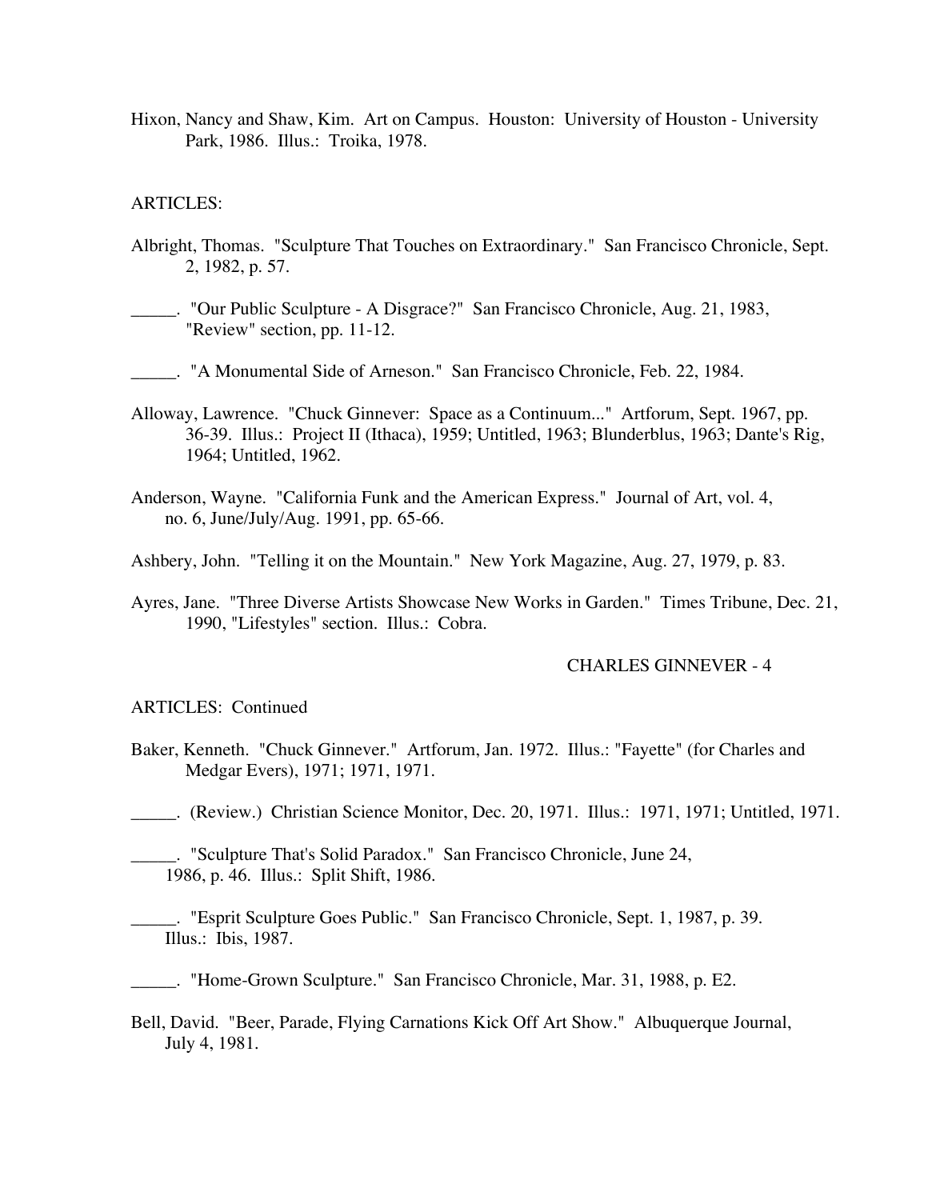Hixon, Nancy and Shaw, Kim. Art on Campus. Houston: University of Houston - University Park, 1986. Illus.: Troika, 1978.

ARTICLES:

Albright, Thomas. "Sculpture That Touches on Extraordinary." San Francisco Chronicle, Sept. 2, 1982, p. 57.

_____. "Our Public Sculpture - A Disgrace?" San Francisco Chronicle, Aug. 21, 1983, "Review" section, pp. 11-12.

_____. "A Monumental Side of Arneson." San Francisco Chronicle, Feb. 22, 1984.

Alloway, Lawrence. "Chuck Ginnever: Space as a Continuum..." Artforum, Sept. 1967, pp. 36-39. Illus.: Project II (Ithaca), 1959; Untitled, 1963; Blunderblus, 1963; Dante's Rig, 1964; Untitled, 1962.

Anderson, Wayne. "California Funk and the American Express." Journal of Art, vol. 4, no. 6, June/July/Aug. 1991, pp. 65-66.

Ashbery, John. "Telling it on the Mountain." New York Magazine, Aug. 27, 1979, p. 83.

Ayres, Jane. "Three Diverse Artists Showcase New Works in Garden." Times Tribune, Dec. 21, 1990, "Lifestyles" section. Illus.: Cobra.

ARTICLES: Continued

Baker, Kenneth. "Chuck Ginnever." Artforum, Jan. 1972. Illus.: "Fayette" (for Charles and Medgar Evers), 1971; 1971, 1971.

_____. (Review.) Christian Science Monitor, Dec. 20, 1971. Illus.: 1971, 1971; Untitled, 1971.

_____. "Sculpture That's Solid Paradox." San Francisco Chronicle, June 24, 1986, p. 46. Illus.: Split Shift, 1986.

_____. "Esprit Sculpture Goes Public." San Francisco Chronicle, Sept. 1, 1987, p. 39. Illus.: Ibis, 1987.

_____. "Home-Grown Sculpture." San Francisco Chronicle, Mar. 31, 1988, p. E2.

Bell, David. "Beer, Parade, Flying Carnations Kick Off Art Show." Albuquerque Journal, July 4, 1981.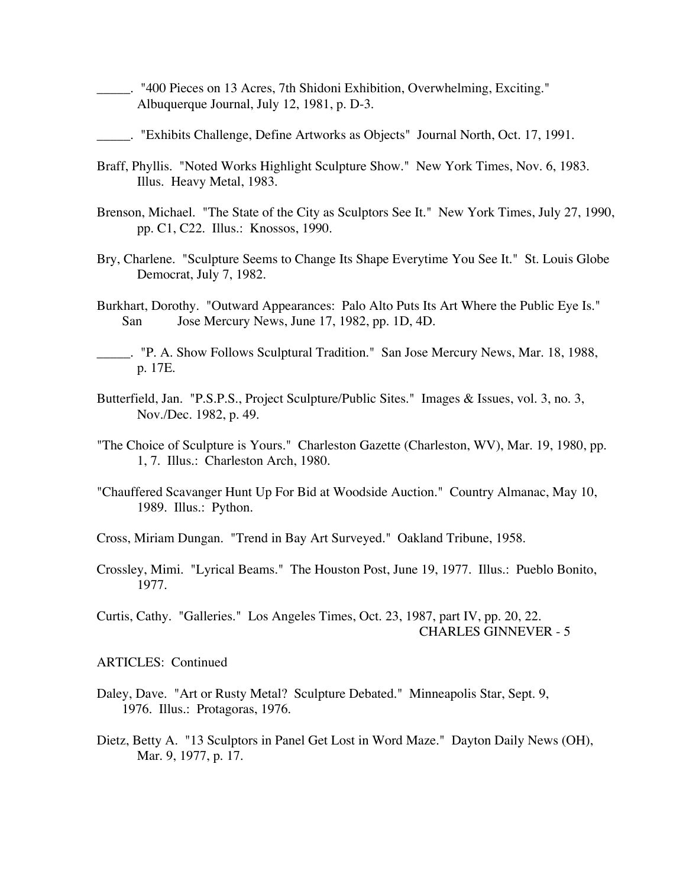_____. "400 Pieces on 13 Acres, 7th Shidoni Exhibition, Overwhelming, Exciting." Albuquerque Journal, July 12, 1981, p. D-3.

_____. "Exhibits Challenge, Define Artworks as Objects" Journal North, Oct. 17, 1991.

Braff, Phyllis. "Noted Works Highlight Sculpture Show." New York Times, Nov. 6, 1983. Illus. Heavy Metal, 1983.

Brenson, Michael. "The State of the City as Sculptors See It." New York Times, July 27, 1990, pp. C1, C22. Illus.: Knossos, 1990.

Bry, Charlene. "Sculpture Seems to Change Its Shape Everytime You See It." St. Louis Globe Democrat, July 7, 1982.

Burkhart, Dorothy. "Outward Appearances: Palo Alto Puts Its Art Where the Public Eye Is." San Jose Mercury News, June 17, 1982, pp. 1D, 4D.

_____. "P. A. Show Follows Sculptural Tradition." San Jose Mercury News, Mar. 18, 1988, p. 17E.

Butterfield, Jan. "P.S.P.S., Project Sculpture/Public Sites." Images & Issues, vol. 3, no. 3, Nov./Dec. 1982, p. 49.

"The Choice of Sculpture is Yours." Charleston Gazette (Charleston, WV), Mar. 19, 1980, pp. 1, 7. Illus.: Charleston Arch, 1980.

"Chauffered Scavanger Hunt Up For Bid at Woodside Auction." Country Almanac, May 10, 1989. Illus.: Python.

Cross, Miriam Dungan. "Trend in Bay Art Surveyed." Oakland Tribune, 1958.

Crossley, Mimi. "Lyrical Beams." The Houston Post, June 19, 1977. Illus.: Pueblo Bonito, 1977.

Curtis, Cathy. "Galleries." Los Angeles Times, Oct. 23, 1987, part IV, pp. 20, 22.

ARTICLES: Continued

Daley, Dave. "Art or Rusty Metal? Sculpture Debated." Minneapolis Star, Sept. 9, 1976. Illus.: Protagoras, 1976.

Dietz, Betty A. "13 Sculptors in Panel Get Lost in Word Maze." Dayton Daily News (OH), Mar. 9, 1977, p. 17.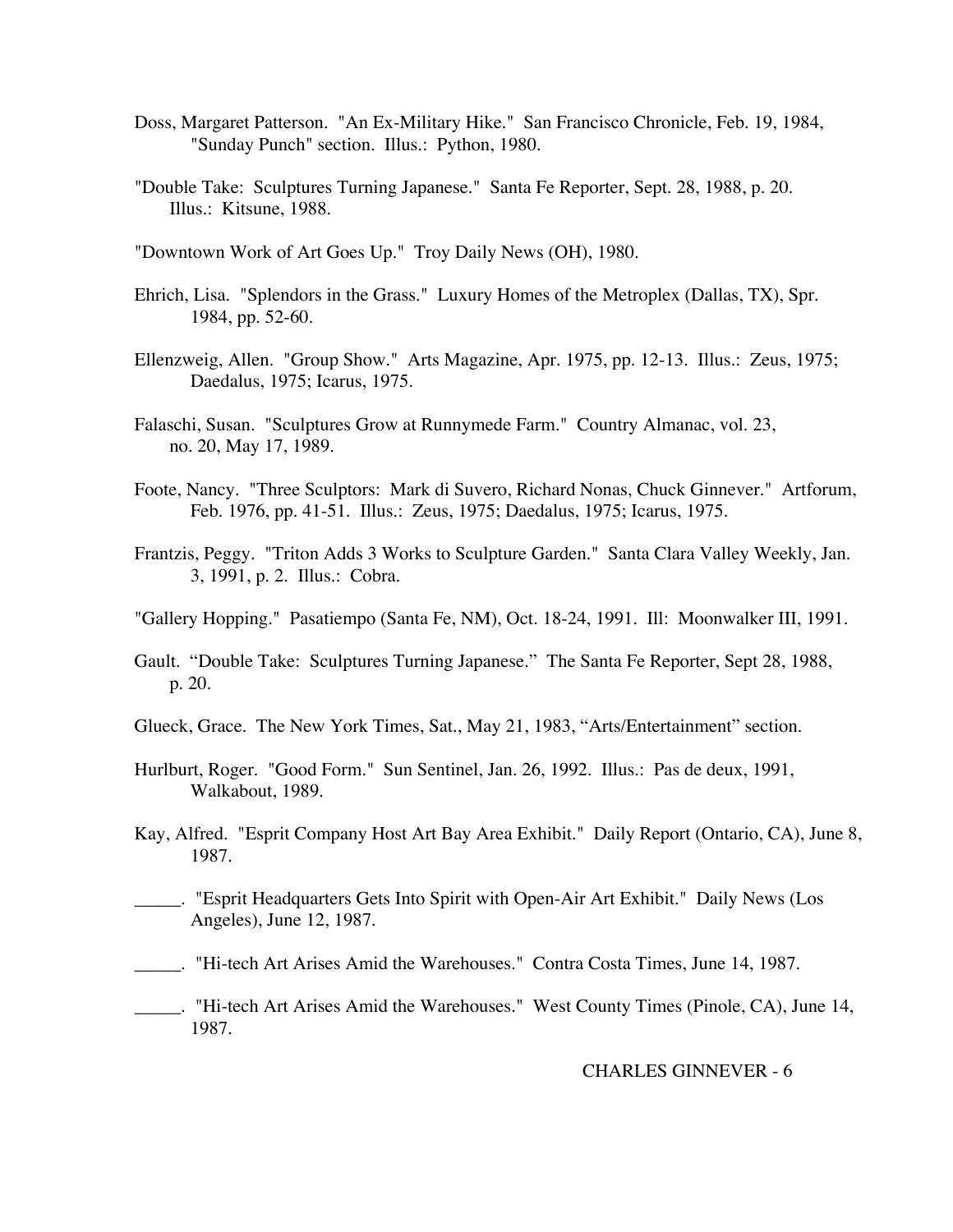Doss, Margaret Patterson. "An Ex-Military Hike." San Francisco Chronicle, Feb. 19, 1984, "Sunday Punch" section. Illus.: Python, 1980.

"Double Take: Sculptures Turning Japanese." Santa Fe Reporter, Sept. 28, 1988, p. 20. Illus.: Kitsune, 1988.

"Downtown Work of Art Goes Up." Troy Daily News (OH), 1980.

Ehrich, Lisa. "Splendors in the Grass." Luxury Homes of the Metroplex (Dallas, TX), Spr. 1984, pp. 52-60.

Ellenzweig, Allen. "Group Show." Arts Magazine, Apr. 1975, pp. 12-13. Illus.: Zeus, 1975; Daedalus, 1975; Icarus, 1975.

Falaschi, Susan. "Sculptures Grow at Runnymede Farm." Country Almanac, vol. 23, no. 20, May 17, 1989.

Foote, Nancy. "Three Sculptors: Mark di Suvero, Richard Nonas, Chuck Ginnever." Artforum, Feb. 1976, pp. 41-51. Illus.: Zeus, 1975; Daedalus, 1975; Icarus, 1975.

Frantzis, Peggy. "Triton Adds 3 Works to Sculpture Garden." Santa Clara Valley Weekly, Jan. 3, 1991, p. 2. Illus.: Cobra.

"Gallery Hopping." Pasatiempo (Santa Fe, NM), Oct. 18-24, 1991. Ill: Moonwalker III, 1991.

Gault. "Double Take: Sculptures Turning Japanese." The Santa Fe Reporter, Sept 28, 1988, p. 20.

Glueck, Grace. The New York Times, Sat., May 21, 1983, "Arts/Entertainment" section.

Hurlburt, Roger. "Good Form." Sun Sentinel, Jan. 26, 1992. Illus.: Pas de deux, 1991, Walkabout, 1989.

Kay, Alfred. "Esprit Company Host Art Bay Area Exhibit." Daily Report (Ontario, CA), June 8, 1987.

_____. "Esprit Headquarters Gets Into Spirit with Open-Air Art Exhibit." Daily News (Los Angeles), June 12, 1987.

_____. "Hi-tech Art Arises Amid the Warehouses." Contra Costa Times, June 14, 1987.

_____. "Hi-tech Art Arises Amid the Warehouses." West County Times (Pinole, CA), June 14, 1987.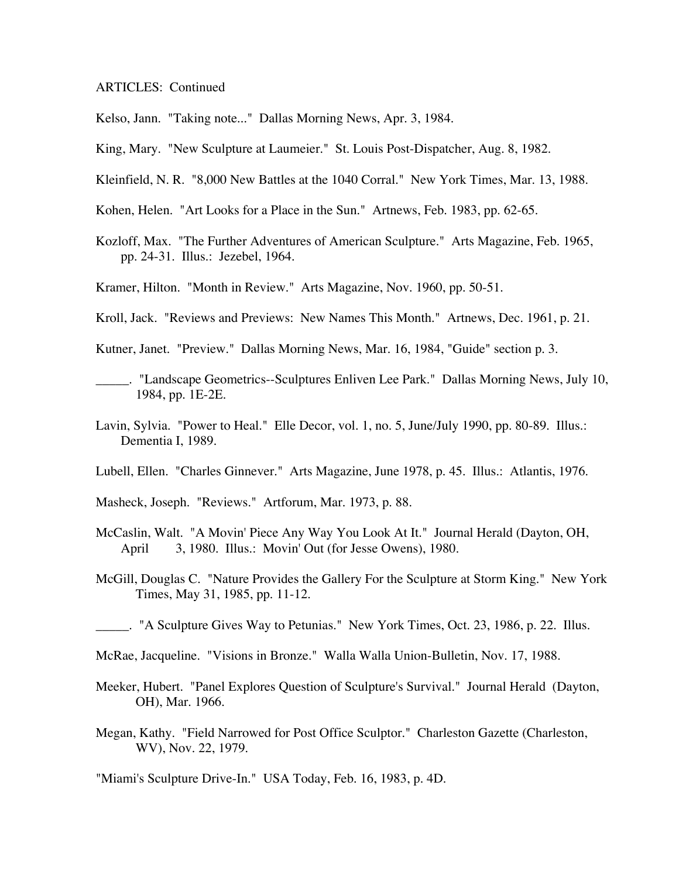ARTICLES: Continued

Kelso, Jann. "Taking note..." Dallas Morning News, Apr. 3, 1984.

King, Mary. "New Sculpture at Laumeier." St. Louis Post-Dispatcher, Aug. 8, 1982.

Kleinfield, N. R. "8,000 New Battles at the 1040 Corral." New York Times, Mar. 13, 1988.

Kohen, Helen. "Art Looks for a Place in the Sun." Artnews, Feb. 1983, pp. 62-65.

Kozloff, Max. "The Further Adventures of American Sculpture." Arts Magazine, Feb. 1965, pp. 24-31. Illus.: Jezebel, 1964.

Kramer, Hilton. "Month in Review." Arts Magazine, Nov. 1960, pp. 50-51.

Kroll, Jack. "Reviews and Previews: New Names This Month." Artnews, Dec. 1961, p. 21.

Kutner, Janet. "Preview." Dallas Morning News, Mar. 16, 1984, "Guide" section p. 3.

_____. "Landscape Geometrics--Sculptures Enliven Lee Park." Dallas Morning News, July 10, 1984, pp. 1E-2E.

Lavin, Sylvia. "Power to Heal." Elle Decor, vol. 1, no. 5, June/July 1990, pp. 80-89. Illus.: Dementia I, 1989.

Lubell, Ellen. "Charles Ginnever." Arts Magazine, June 1978, p. 45. Illus.: Atlantis, 1976.

Masheck, Joseph. "Reviews." Artforum, Mar. 1973, p. 88.

McCaslin, Walt. "A Movin' Piece Any Way You Look At It." Journal Herald (Dayton, OH, April 3, 1980. Illus.: Movin' Out (for Jesse Owens), 1980.

McGill, Douglas C. "Nature Provides the Gallery For the Sculpture at Storm King." New York Times, May 31, 1985, pp. 11-12.

_____. "A Sculpture Gives Way to Petunias." New York Times, Oct. 23, 1986, p. 22. Illus.

McRae, Jacqueline. "Visions in Bronze." Walla Walla Union-Bulletin, Nov. 17, 1988.

Meeker, Hubert. "Panel Explores Question of Sculpture's Survival." Journal Herald (Dayton, OH), Mar. 1966.

Megan, Kathy. "Field Narrowed for Post Office Sculptor." Charleston Gazette (Charleston, WV), Nov. 22, 1979.

"Miami's Sculpture Drive-In." USA Today, Feb. 16, 1983, p. 4D.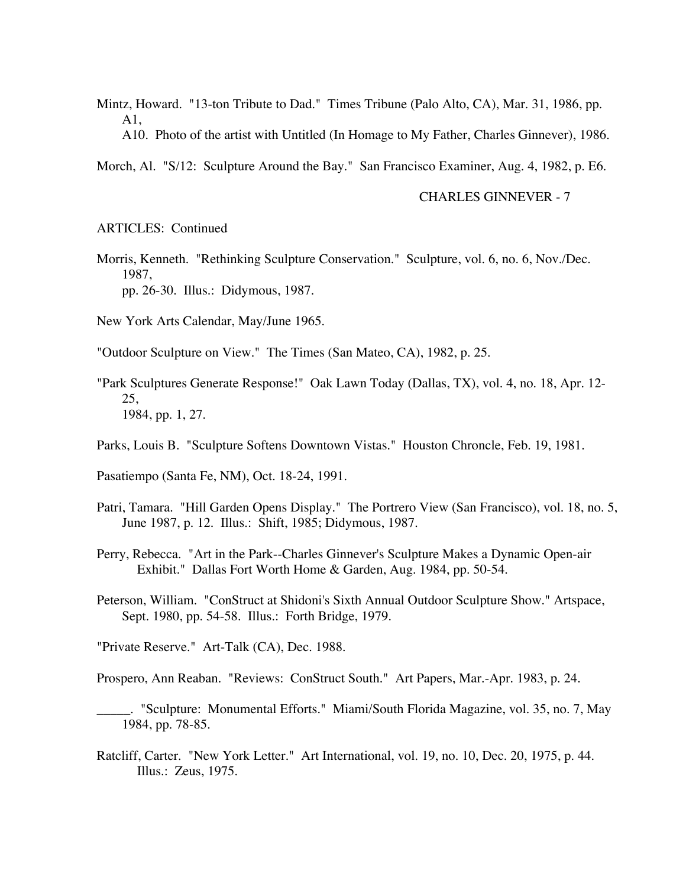Mintz, Howard. "13-ton Tribute to Dad." Times Tribune (Palo Alto, CA), Mar. 31, 1986, pp. A1, A10. Photo of the artist with Untitled (In Homage to My Father, Charles Ginnever), 1986.

Morch, Al. "S/12: Sculpture Around the Bay." San Francisco Examiner, Aug. 4, 1982, p. E6.

ARTICLES: Continued

Morris, Kenneth. "Rethinking Sculpture Conservation." Sculpture, vol. 6, no. 6, Nov./Dec. 1987, pp. 26-30. Illus.: Didymous, 1987.

New York Arts Calendar, May/June 1965.

"Outdoor Sculpture on View." The Times (San Mateo, CA), 1982, p. 25.

"Park Sculptures Generate Response!" Oak Lawn Today (Dallas, TX), vol. 4, no. 18, Apr. 12-25, 1984, pp. 1, 27.

Parks, Louis B. "Sculpture Softens Downtown Vistas." Houston Chroncle, Feb. 19, 1981.

Pasatiempo (Santa Fe, NM), Oct. 18-24, 1991.

Patri, Tamara. "Hill Garden Opens Display." The Portrero View (San Francisco), vol. 18, no. 5, June 1987, p. 12. Illus.: Shift, 1985; Didymous, 1987.

Perry, Rebecca. "Art in the Park--Charles Ginnever's Sculpture Makes a Dynamic Open-air Exhibit." Dallas Fort Worth Home & Garden, Aug. 1984, pp. 50-54.

Peterson, William. "ConStruct at Shidoni's Sixth Annual Outdoor Sculpture Show." Artspace, Sept. 1980, pp. 54-58. Illus.: Forth Bridge, 1979.

"Private Reserve." Art-Talk (CA), Dec. 1988.

Prospero, Ann Reaban. "Reviews: ConStruct South." Art Papers, Mar.-Apr. 1983, p. 24.

_____. "Sculpture: Monumental Efforts." Miami/South Florida Magazine, vol. 35, no. 7, May 1984, pp. 78-85.

Ratcliff, Carter. "New York Letter." Art International, vol. 19, no. 10, Dec. 20, 1975, p. 44. Illus.: Zeus, 1975.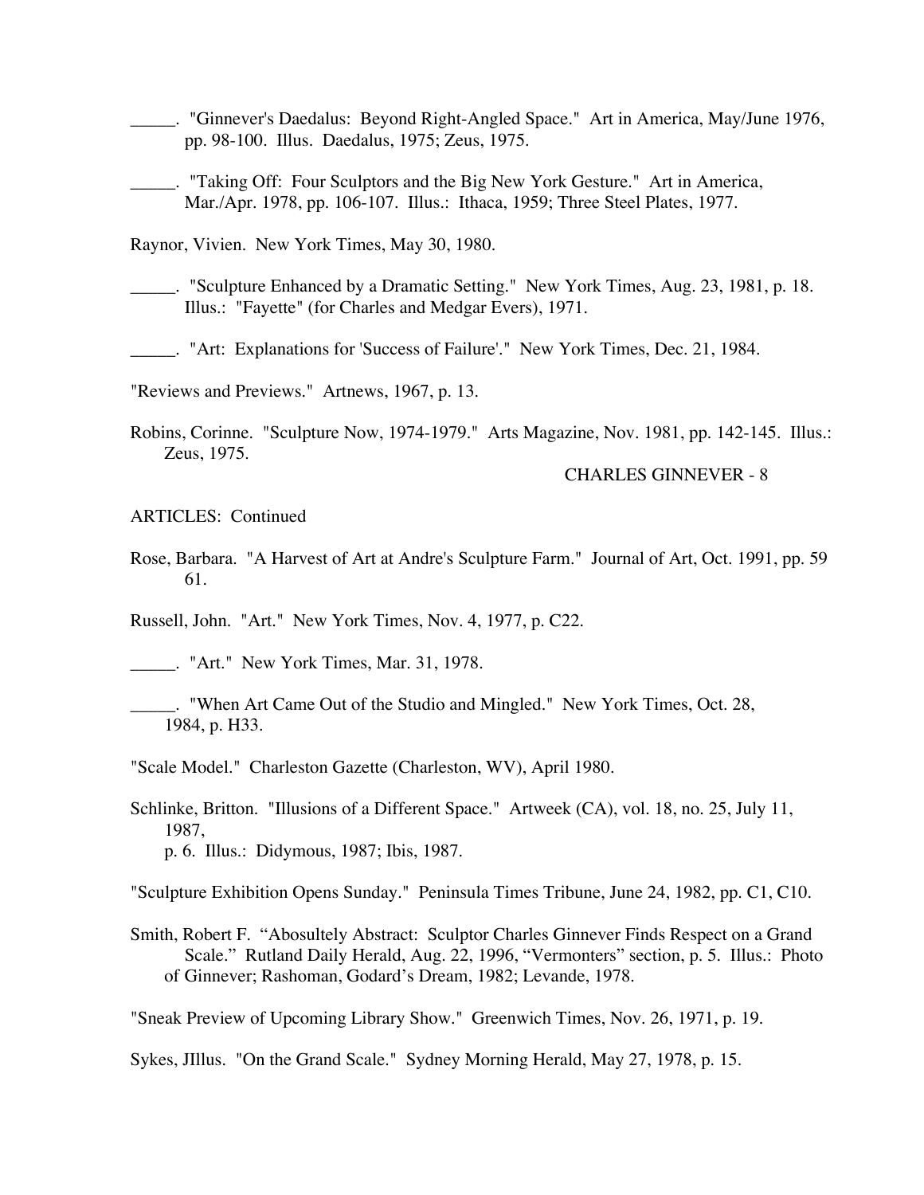_____. "Ginnever's Daedalus: Beyond Right-Angled Space." Art in America, May/June 1976, pp. 98-100. Illus. Daedalus, 1975; Zeus, 1975.

_____. "Taking Off: Four Sculptors and the Big New York Gesture." Art in America, Mar./Apr. 1978, pp. 106-107. Illus.: Ithaca, 1959; Three Steel Plates, 1977.

Raynor, Vivien. New York Times, May 30, 1980.

_____. "Sculpture Enhanced by a Dramatic Setting." New York Times, Aug. 23, 1981, p. 18. Illus.: "Fayette" (for Charles and Medgar Evers), 1971.

_____. "Art: Explanations for 'Success of Failure'." New York Times, Dec. 21, 1984.

"Reviews and Previews." Artnews, 1967, p. 13.

Robins, Corinne. "Sculpture Now, 1974-1979." Arts Magazine, Nov. 1981, pp. 142-145. Illus.: Zeus, 1975.

ARTICLES: Continued

Rose, Barbara. "A Harvest of Art at Andre's Sculpture Farm." Journal of Art, Oct. 1991, pp. 59 61.

Russell, John. "Art." New York Times, Nov. 4, 1977, p. C22.

_____. "Art." New York Times, Mar. 31, 1978.

_____. "When Art Came Out of the Studio and Mingled." New York Times, Oct. 28, 1984, p. H33.

"Scale Model." Charleston Gazette (Charleston, WV), April 1980.

Schlinke, Britton. "Illusions of a Different Space." Artweek (CA), vol. 18, no. 25, July 11, 1987, p. 6. Illus.: Didymous, 1987; Ibis, 1987.

"Sculpture Exhibition Opens Sunday." Peninsula Times Tribune, June 24, 1982, pp. C1, C10.

Smith, Robert F. "Abosultely Abstract: Sculptor Charles Ginnever Finds Respect on a Grand Scale." Rutland Daily Herald, Aug. 22, 1996, "Vermonters" section, p. 5. Illus.: Photo of Ginnever; Rashoman, Godard's Dream, 1982; Levande, 1978.

"Sneak Preview of Upcoming Library Show." Greenwich Times, Nov. 26, 1971, p. 19.

Sykes, JIllus. "On the Grand Scale." Sydney Morning Herald, May 27, 1978, p. 15.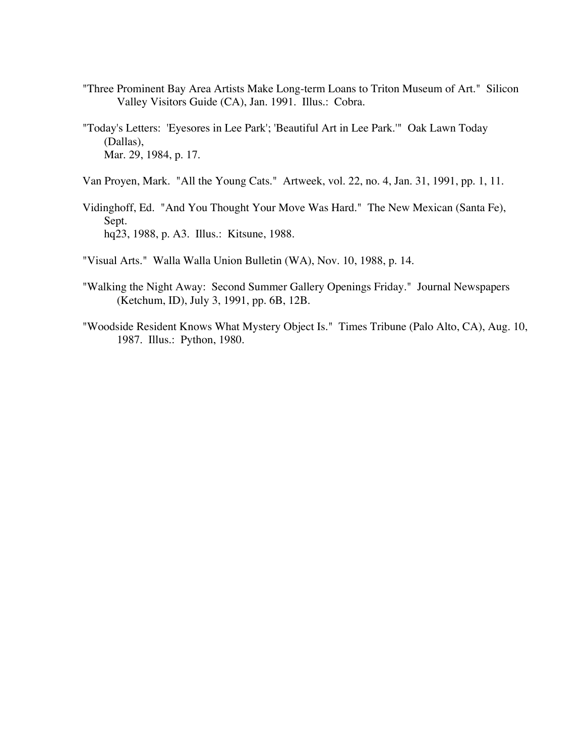"Three Prominent Bay Area Artists Make Long-term Loans to Triton Museum of Art." Silicon Valley Visitors Guide (CA), Jan. 1991. Illus.: Cobra.

"Today's Letters: 'Eyesores in Lee Park'; 'Beautiful Art in Lee Park.'" Oak Lawn Today (Dallas), Mar. 29, 1984, p. 17.

Van Proyen, Mark. "All the Young Cats." Artweek, vol. 22, no. 4, Jan. 31, 1991, pp. 1, 11.

Vidinghoff, Ed. "And You Thought Your Move Was Hard." The New Mexican (Santa Fe), Sept. hq23, 1988, p. A3. Illus.: Kitsune, 1988.

"Visual Arts." Walla Walla Union Bulletin (WA), Nov. 10, 1988, p. 14.

"Walking the Night Away: Second Summer Gallery Openings Friday." Journal Newspapers (Ketchum, ID), July 3, 1991, pp. 6B, 12B.

"Woodside Resident Knows What Mystery Object Is." Times Tribune (Palo Alto, CA), Aug. 10, 1987. Illus.: Python, 1980.